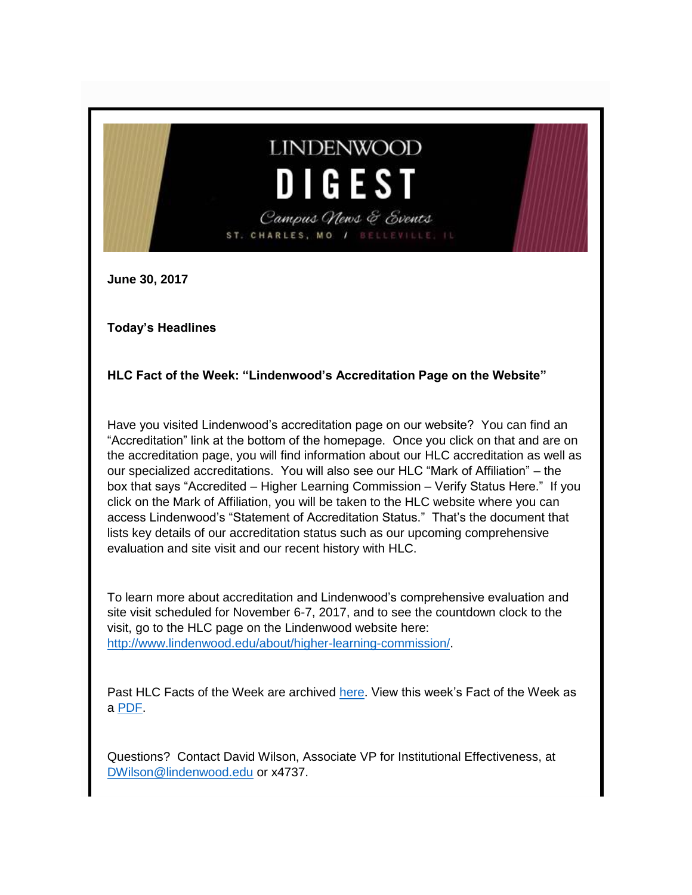LINDENWOOD

# DIGEST

*Campus News & Events*

ST. CHARLES, MO / BELLEVILLE, IL

**June 30, 2017**

**Today's Headlines**

### HLC Fact of the Week: "Lindenwood's Accreditation Page on the Website"

Have you visited Lindenwood's accreditation page on our website? You can find an "Accreditation" link at the bottom of the homepage. Once you click on that and are on the accreditation page, you will find information about our HLC accreditation as well as our specialized accreditations. You will also see our HLC "Mark of Affiliation" – the box that says "Accredited – Higher Learning Commission – Verify Status Here." If you click on the Mark of Affiliation, you will be taken to the HLC website where you can access Lindenwood's "Statement of Accreditation Status." That's the document that lists key details of our accreditation status such as our upcoming comprehensive evaluation and site visit and our recent history with HLC.

To learn more about accreditation and Lindenwood's comprehensive evaluation and site visit scheduled for November 6-7, 2017, and to see the countdown clock to the visit, go to the HLC page on the Lindenwood website here: http://www.lindenwood.edu/about/higher-learning-commission/.

Past HLC Facts of the Week are archived here. View this week's Fact of the Week as a PDF.

Questions? Contact David Wilson, Associate VP for Institutional Effectiveness, at DWilson@lindenwood.edu or x4737.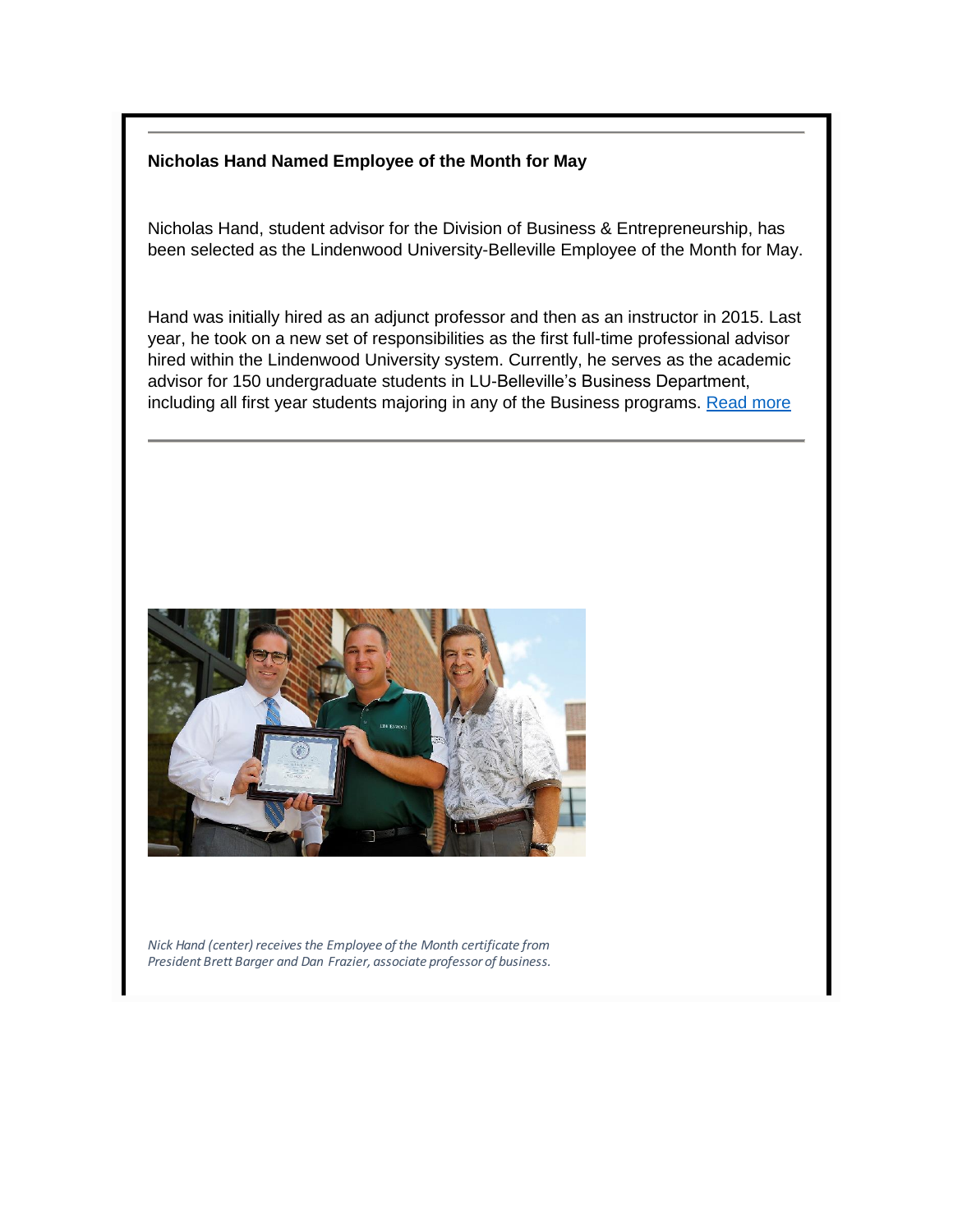**Nicholas Hand Named Employee of the Month for May**

Nicholas Hand, student advisor for the Division of Business & Entrepreneurship, has been selected as the Lindenwood University-Belleville Employee of the Month for May.

Hand was initially hired as an adjunct professor and then as an instructor in 2015. Last year, he took on a new set of responsibilities as the first full-time professional advisor hired within the Lindenwood University system. Currently, he serves as the academic advisor for 150 undergraduate students in LU-Belleville's Business Department, including all first year students majoring in any of the Business programs. Read more

*Nick Hand (center) receives the Employee of the Month certificate from President Brett Barger and Dan Frazier, associate professor of business.*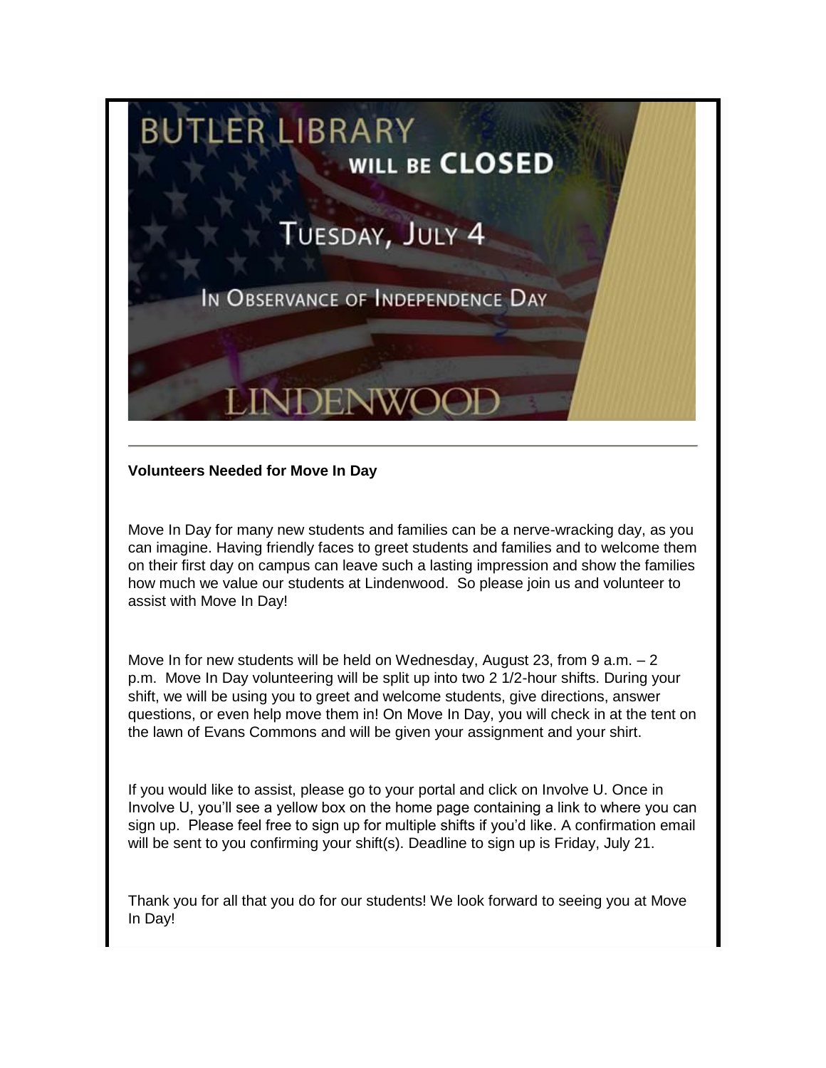BUTLER LIBRARY WILL BE CLOSED

TUESDAY, JULY 4

IN OBSERVANCE OF INDEPENDENCE DAY

LINDENWOOD

---

**Volunteers Needed for Move In Day**

Move In Day for many new students and families can be a nerve-wracking day, as you can imagine. Having friendly faces to greet students and families and to welcome them on their first day on campus can leave such a lasting impression and show the families how much we value our students at Lindenwood. So please join us and volunteer to assist with Move In Day!

Move In for new students will be held on Wednesday, August 23, from 9 a.m. – 2 p.m. Move In Day volunteering will be split up into two 2 1/2-hour shifts. During your shift, we will be using you to greet and welcome students, give directions, answer questions, or even help move them in! On Move In Day, you will check in at the tent on the lawn of Evans Commons and will be given your assignment and your shirt.

If you would like to assist, please go to your portal and click on Involve U. Once in Involve U, you'll see a yellow box on the home page containing a link to where you can sign up. Please feel free to sign up for multiple shifts if you'd like. A confirmation email will be sent to you confirming your shift(s). Deadline to sign up is Friday, July 21.

Thank you for all that you do for our students! We look forward to seeing you at Move In Day!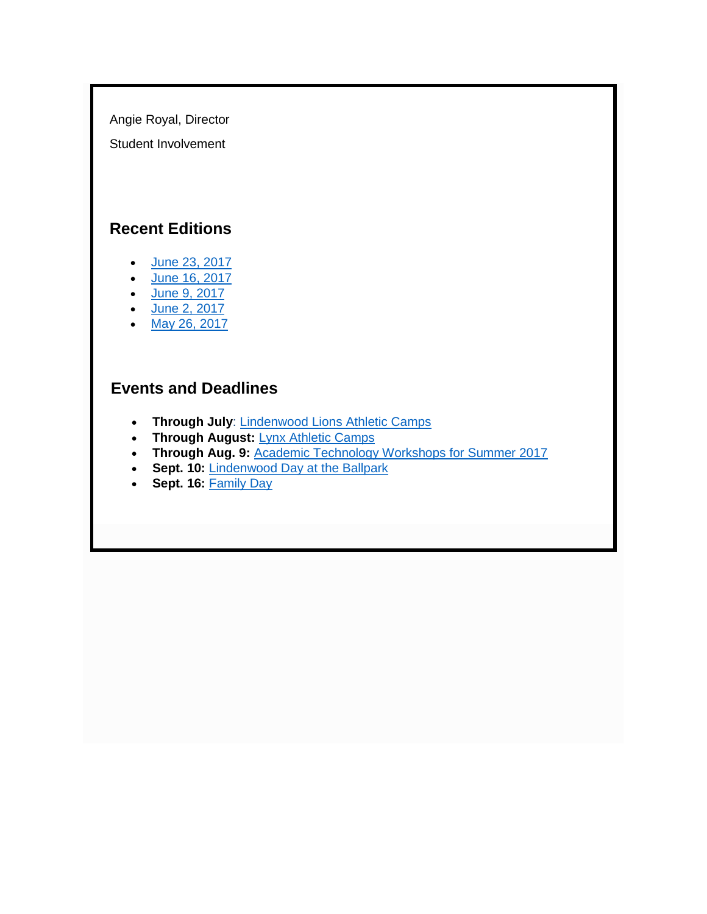Angie Royal, Director

Student Involvement

## Recent Editions

- June 23, 2017
- June 16, 2017
- June 9, 2017
- June 2, 2017
- May 26, 2017

## Events and Deadlines

- **Through July**: Lindenwood Lions Athletic Camps
- **Through August:** Lynx Athletic Camps
- **Through Aug. 9:** Academic Technology Workshops for Summer 2017
- **Sept. 10:** Lindenwood Day at the Ballpark
- **Sept. 16:** Family Day